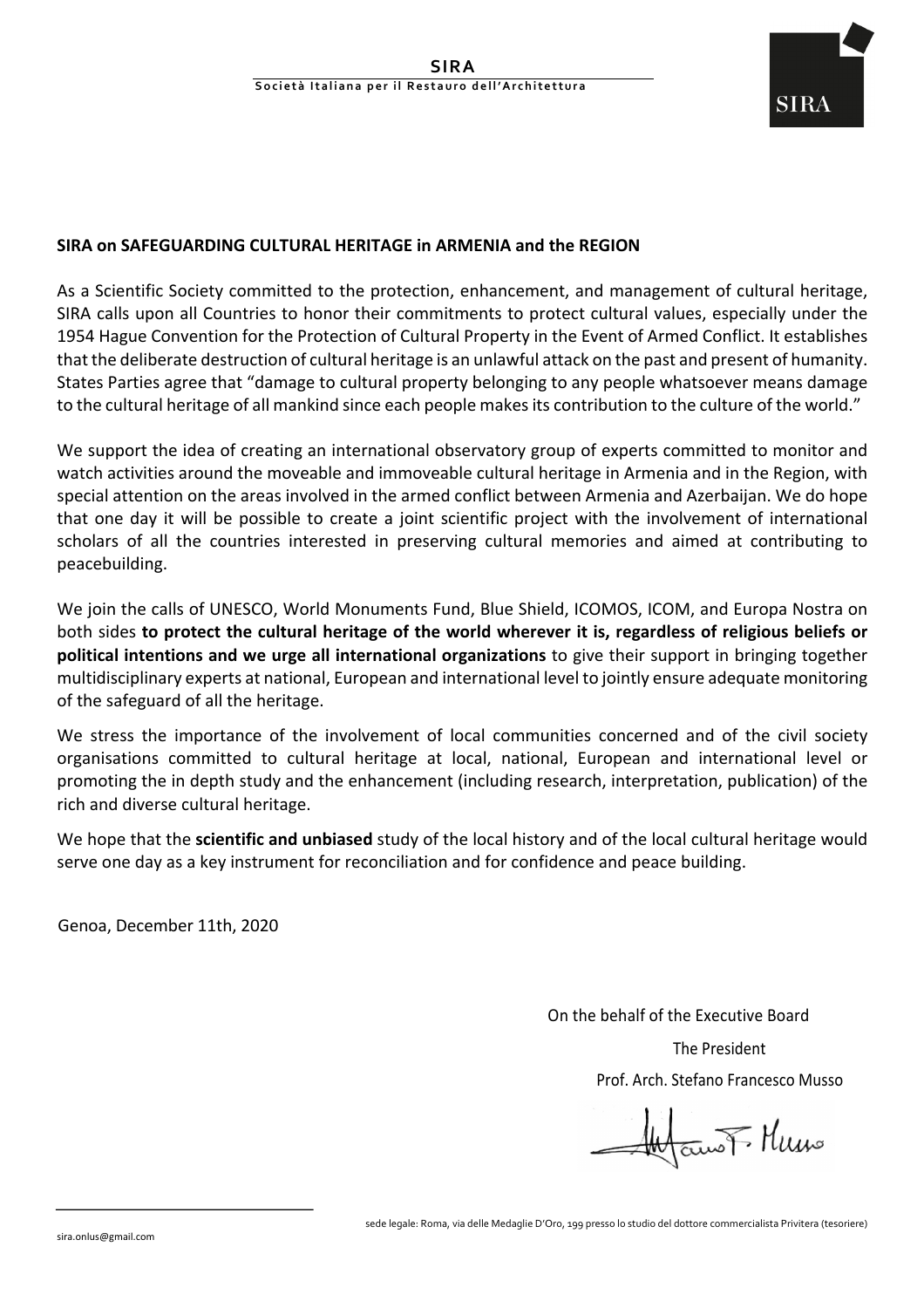**SIRA**

**Società Italiana per il Restauro dell'Architettura**

## SIRA on SAFEGUARDING CULTURAL HERITAGE in ARMENIA and the REGION

As a Scientific Society committed to the protection, enhancement, and management of cultural heritage, SIRA calls upon all Countries to honor their commitments to protect cultural values, especially under the 1954 Hague Convention for the Protection of Cultural Property in the Event of Armed Conflict. It establishes that the deliberate destruction of cultural heritage is an unlawful attack on the past and present of humanity. States Parties agree that "damage to cultural property belonging to any people whatsoever means damage to the cultural heritage of all mankind since each people makes its contribution to the culture of the world."

We support the idea of creating an international observatory group of experts committed to monitor and watch activities around the moveable and immoveable cultural heritage in Armenia and in the Region, with special attention on the areas involved in the armed conflict between Armenia and Azerbaijan. We do hope that one day it will be possible to create a joint scientific project with the involvement of international scholars of all the countries interested in preserving cultural memories and aimed at contributing to peacebuilding.

We join the calls of UNESCO, World Monuments Fund, Blue Shield, ICOMOS, ICOM, and Europa Nostra on both sides **to protect the cultural heritage of the world wherever it is, regardless of religious beliefs or political intentions and we urge all international organizations** to give their support in bringing together multidisciplinary experts at national, European and international level to jointly ensure adequate monitoring of the safeguard of all the heritage.

We stress the importance of the involvement of local communities concerned and of the civil society organisations committed to cultural heritage at local, national, European and international level or promoting the in depth study and the enhancement (including research, interpretation, publication) of the rich and diverse cultural heritage.

We hope that the **scientific and unbiased** study of the local history and of the local cultural heritage would serve one day as a key instrument for reconciliation and for confidence and peace building.

Genoa, December 11th, 2020

On the behalf of the Executive Board

The President

Prof. Arch. Stefano Francesco Musso

sira.onlus@gmail.com

sede legale: Roma, via delle Medaglie D'Oro, 199 presso lo studio del dottore commercialista Privitera (tesoriere)